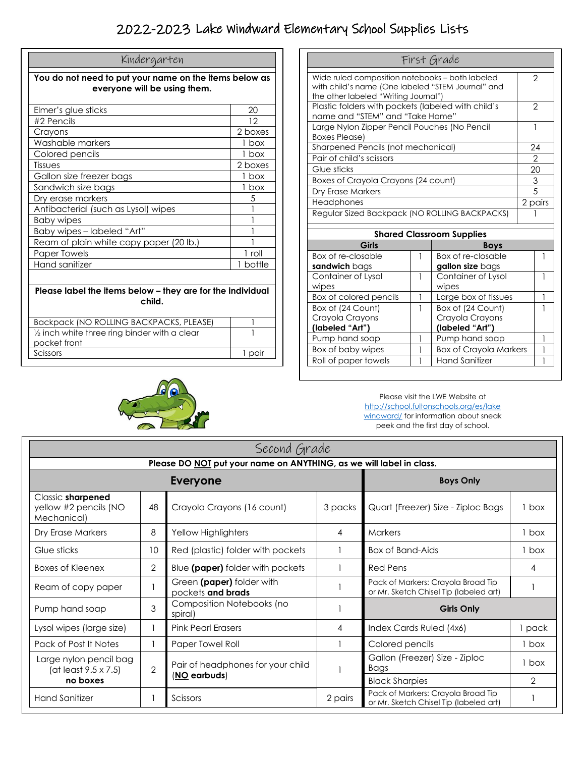# 2022-2023 Lake Windward Elementary School Supplies Lists

## Kindergarten

**You do not need to put your name on the items below as everyone will be using them.**

| Item | Quantity |
|---|---|
| Elmer's glue sticks | 20 |
| #2 Pencils | 12 |
| Crayons | 2 boxes |
| Washable markers | 1 box |
| Colored pencils | 1 box |
| Tissues | 2 boxes |
| Gallon size freezer bags | 1 box |
| Sandwich size bags | 1 box |
| Dry erase markers | 5 |
| Antibacterial (such as Lysol) wipes | 1 |
| Baby wipes | 1 |
| Baby wipes – labeled "Art" | 1 |
| Ream of plain white copy paper (20 lb.) | 1 |
| Paper Towels | 1 roll |
| Hand sanitizer | 1 bottle |

**Please label the items below – they are for the individual child.**

| Item | Quantity |
|---|---|
| Backpack (NO ROLLING BACKPACKS, PLEASE) | 1 |
| ½ inch white three ring binder with a clear pocket front | 1 |
| Scissors | 1 pair |

## First Grade

| Item | Quantity |
|---|---|
| Wide ruled composition notebooks – both labeled with child's name (One labeled "STEM Journal" and the other labeled "Writing Journal") | 2 |
| Plastic folders with pockets (labeled with child's name and "STEM" and "Take Home" | 2 |
| Large Nylon Zipper Pencil Pouches (No Pencil Boxes Please) | 1 |
| Sharpened Pencils (not mechanical) | 24 |
| Pair of child's scissors | 2 |
| Glue sticks | 20 |
| Boxes of Crayola Crayons (24 count) | 3 |
| Dry Erase Markers | 5 |
| Headphones | 2 pairs |
| Regular Sized Backpack (NO ROLLING BACKPACKS) | 1 |

**Shared Classroom Supplies**

| Girls | | Boys | |
|---|---|---|---|
| Box of re-closable **sandwich** bags | 1 | Box of re-closable **gallon size** bags | 1 |
| Container of Lysol wipes | 1 | Container of Lysol wipes | 1 |
| Box of colored pencils | 1 | Large box of tissues | 1 |
| Box of (24 Count) Crayola Crayons **(labeled "Art")** | 1 | Box of (24 Count) Crayola Crayons **(labeled "Art")** | 1 |
| Pump hand soap | 1 | Pump hand soap | 1 |
| Box of baby wipes | 1 | Box of Crayola Markers | 1 |
| Roll of paper towels | 1 | Hand Sanitizer | 1 |

Please visit the LWE Website at http://school.fultonschools.org/es/lakewindward/ for information about sneak peek and the first day of school.

## Second Grade

**Please DO NOT put your name on ANYTHING, as we will label in class.**

| Everyone | | | | Boys Only | |
|---|---|---|---|---|---|
| Classic **sharpened** yellow #2 pencils (NO Mechanical) | 48 | Crayola Crayons (16 count) | 3 packs | Quart (Freezer) Size - Ziploc Bags | 1 box |
| Dry Erase Markers | 8 | Yellow Highlighters | 4 | Markers | 1 box |
| Glue sticks | 10 | Red (plastic) folder with pockets | 1 | Box of Band-Aids | 1 box |
| Boxes of Kleenex | 2 | Blue **(paper)** folder with pockets | 1 | Red Pens | 4 |
| Ream of copy paper | 1 | Green **(paper)** folder with pockets **and brads** | 1 | Pack of Markers: Crayola Broad Tip or Mr. Sketch Chisel Tip (labeled art) | 1 |
| Pump hand soap | 3 | Composition Notebooks (no spiral) | 1 | **Girls Only** | |
| Lysol wipes (large size) | 1 | Pink Pearl Erasers | 4 | Index Cards Ruled (4x6) | 1 pack |
| Pack of Post It Notes | 1 | Paper Towel Roll | 1 | Colored pencils | 1 box |
| Large nylon pencil bag (at least 9.5 x 7.5) **no boxes** | 2 | Pair of headphones for your child (**NO earbuds**) | 1 | Gallon (Freezer) Size - Ziploc Bags | 1 box |
| | | | | Black Sharpies | 2 |
| Hand Sanitizer | 1 | Scissors | 2 pairs | Pack of Markers: Crayola Broad Tip or Mr. Sketch Chisel Tip (labeled art) | 1 |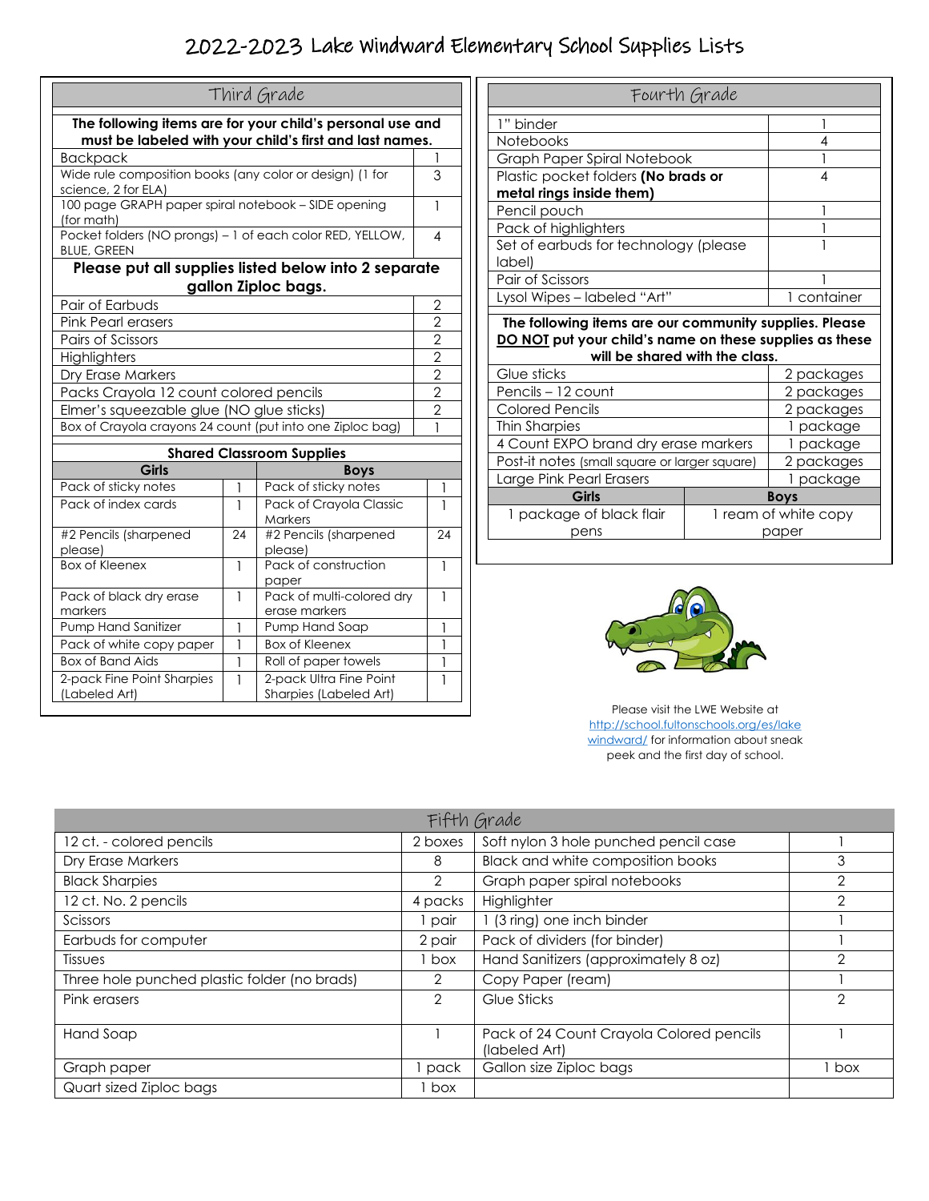# 2022-2023 Lake Windward Elementary School Supplies Lists

## Third Grade

**The following items are for your child's personal use and must be labeled with your child's first and last names.**

| Item | Qty |
|---|---|
| Backpack | 1 |
| Wide rule composition books (any color or design) (1 for science, 2 for ELA) | 3 |
| 100 page GRAPH paper spiral notebook – SIDE opening (for math) | 1 |
| Pocket folders (NO prongs) – 1 of each color RED, YELLOW, BLUE, GREEN | 4 |

**Please put all supplies listed below into 2 separate gallon Ziploc bags.**

| Item | Qty |
|---|---|
| Pair of Earbuds | 2 |
| Pink Pearl erasers | 2 |
| Pairs of Scissors | 2 |
| Highlighters | 2 |
| Dry Erase Markers | 2 |
| Packs Crayola 12 count colored pencils | 2 |
| Elmer's squeezable glue (NO glue sticks) | 2 |
| Box of Crayola crayons 24 count (put into one Ziploc bag) | 1 |

**Shared Classroom Supplies**

| Girls | | Boys | |
|---|---|---|---|
| Pack of sticky notes | 1 | Pack of sticky notes | 1 |
| Pack of index cards | 1 | Pack of Crayola Classic Markers | 1 |
| #2 Pencils (sharpened please) | 24 | #2 Pencils (sharpened please) | 24 |
| Box of Kleenex | 1 | Pack of construction paper | 1 |
| Pack of black dry erase markers | 1 | Pack of multi-colored dry erase markers | 1 |
| Pump Hand Sanitizer | 1 | Pump Hand Soap | 1 |
| Pack of white copy paper | 1 | Box of Kleenex | 1 |
| Box of Band Aids | 1 | Roll of paper towels | 1 |
| 2-pack Fine Point Sharpies (Labeled Art) | 1 | 2-pack Ultra Fine Point Sharpies (Labeled Art) | 1 |

## Fourth Grade

| Item | Qty |
|---|---|
| 1" binder | 1 |
| Notebooks | 4 |
| Graph Paper Spiral Notebook | 1 |
| Plastic pocket folders **(No brads or metal rings inside them)** | 4 |
| Pencil pouch | 1 |
| Pack of highlighters | 1 |
| Set of earbuds for technology (please label) | 1 |
| Pair of Scissors | 1 |
| Lysol Wipes – labeled "Art" | 1 container |

**The following items are our community supplies. Please <u>DO NOT</u> put your child's name on these supplies as these will be shared with the class.**

| Item | Qty |
|---|---|
| Glue sticks | 2 packages |
| Pencils – 12 count | 2 packages |
| Colored Pencils | 2 packages |
| Thin Sharpies | 1 package |
| 4 Count EXPO brand dry erase markers | 1 package |
| Post-it notes (small square or larger square) | 2 packages |
| Large Pink Pearl Erasers | 1 package |

| Girls | Boys |
|---|---|
| 1 package of black flair pens | 1 ream of white copy paper |

Please visit the LWE Website at http://school.fultonschools.org/es/lakewindward/ for information about sneak peek and the first day of school.

## Fifth Grade

| Item | Qty | Item | Qty |
|---|---|---|---|
| 12 ct. - colored pencils | 2 boxes | Soft nylon 3 hole punched pencil case | 1 |
| Dry Erase Markers | 8 | Black and white composition books | 3 |
| Black Sharpies | 2 | Graph paper spiral notebooks | 2 |
| 12 ct. No. 2 pencils | 4 packs | Highlighter | 2 |
| Scissors | 1 pair | 1 (3 ring) one inch binder | 1 |
| Earbuds for computer | 2 pair | Pack of dividers (for binder) | 1 |
| Tissues | 1 box | Hand Sanitizers (approximately 8 oz) | 2 |
| Three hole punched plastic folder (no brads) | 2 | Copy Paper (ream) | 1 |
| Pink erasers | 2 | Glue Sticks | 2 |
| Hand Soap | 1 | Pack of 24 Count Crayola Colored pencils (labeled Art) | 1 |
| Graph paper | 1 pack | Gallon size Ziploc bags | 1 box |
| Quart sized Ziploc bags | 1 box | | |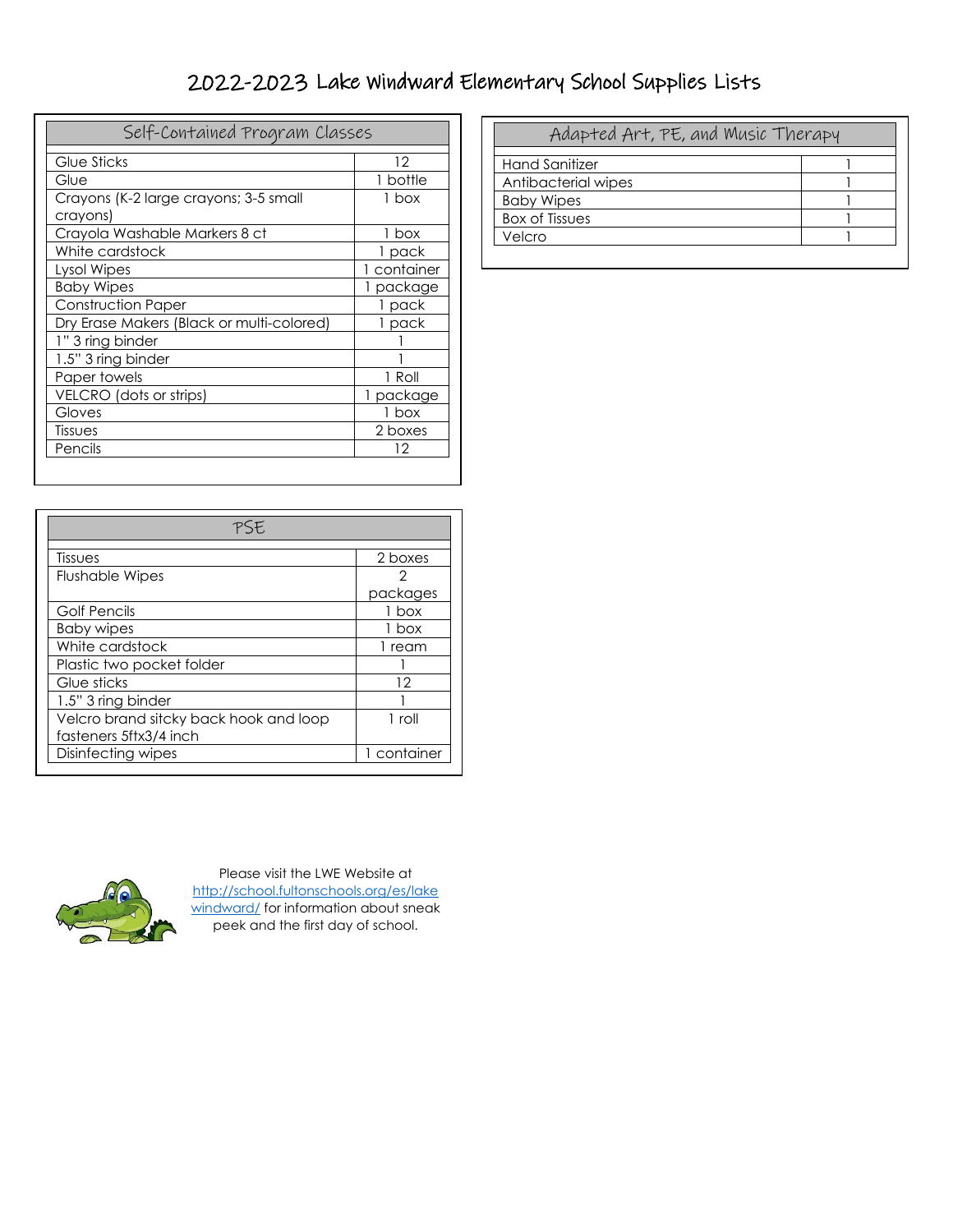# 2022-2023 Lake Windward Elementary School Supplies Lists

| Self-Contained Program Classes | |
|---|---|
| Glue Sticks | 12 |
| Glue | 1 bottle |
| Crayons (K-2 large crayons; 3-5 small crayons) | 1 box |
| Crayola Washable Markers 8 ct | 1 box |
| White cardstock | 1 pack |
| Lysol Wipes | 1 container |
| Baby Wipes | 1 package |
| Construction Paper | 1 pack |
| Dry Erase Makers (Black or multi-colored) | 1 pack |
| 1" 3 ring binder | 1 |
| 1.5" 3 ring binder | 1 |
| Paper towels | 1 Roll |
| VELCRO (dots or strips) | 1 package |
| Gloves | 1 box |
| Tissues | 2 boxes |
| Pencils | 12 |

| Adapted Art, PE, and Music Therapy | |
|---|---|
| Hand Sanitizer | 1 |
| Antibacterial wipes | 1 |
| Baby Wipes | 1 |
| Box of Tissues | 1 |
| Velcro | 1 |

| PSE | |
|---|---|
| Tissues | 2 boxes |
| Flushable Wipes | 2 packages |
| Golf Pencils | 1 box |
| Baby wipes | 1 box |
| White cardstock | 1 ream |
| Plastic two pocket folder | 1 |
| Glue sticks | 12 |
| 1.5" 3 ring binder | 1 |
| Velcro brand sitcky back hook and loop fasteners 5ftx3/4 inch | 1 roll |
| Disinfecting wipes | 1 container |

Please visit the LWE Website at [http://school.fultonschools.org/es/lakewindward/](http://school.fultonschools.org/es/lakewindward/) for information about sneak peek and the first day of school.